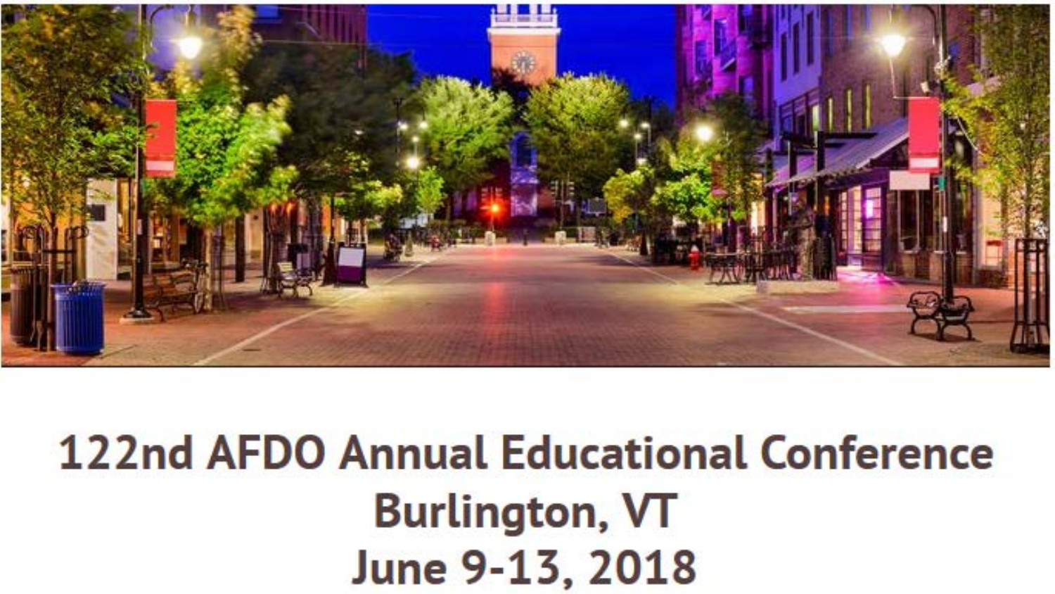# 122nd AFDO Annual Educational Conference

## Burlington, VT

## June 9-13, 2018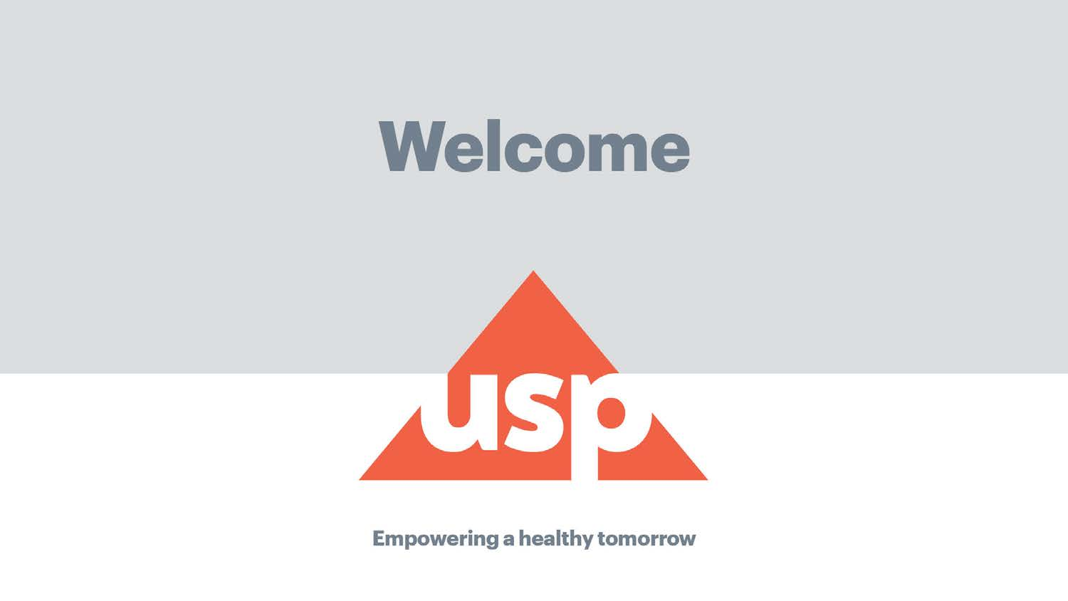# Welcome

usp

Empowering a healthy tomorrow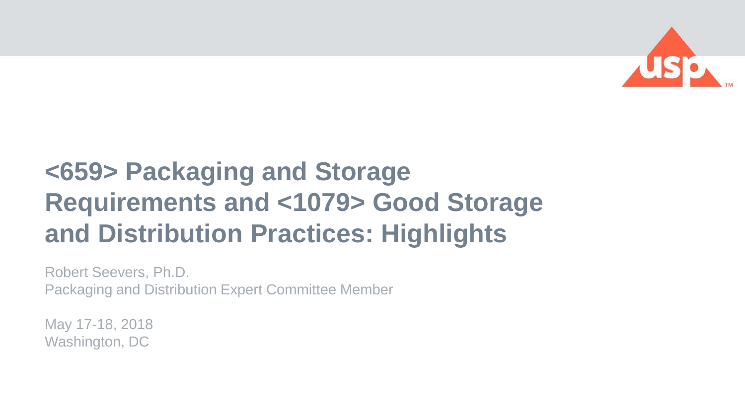# <659> Packaging and Storage Requirements and <1079> Good Storage and Distribution Practices: Highlights

Robert Seevers, Ph.D.
Packaging and Distribution Expert Committee Member

May 17-18, 2018
Washington, DC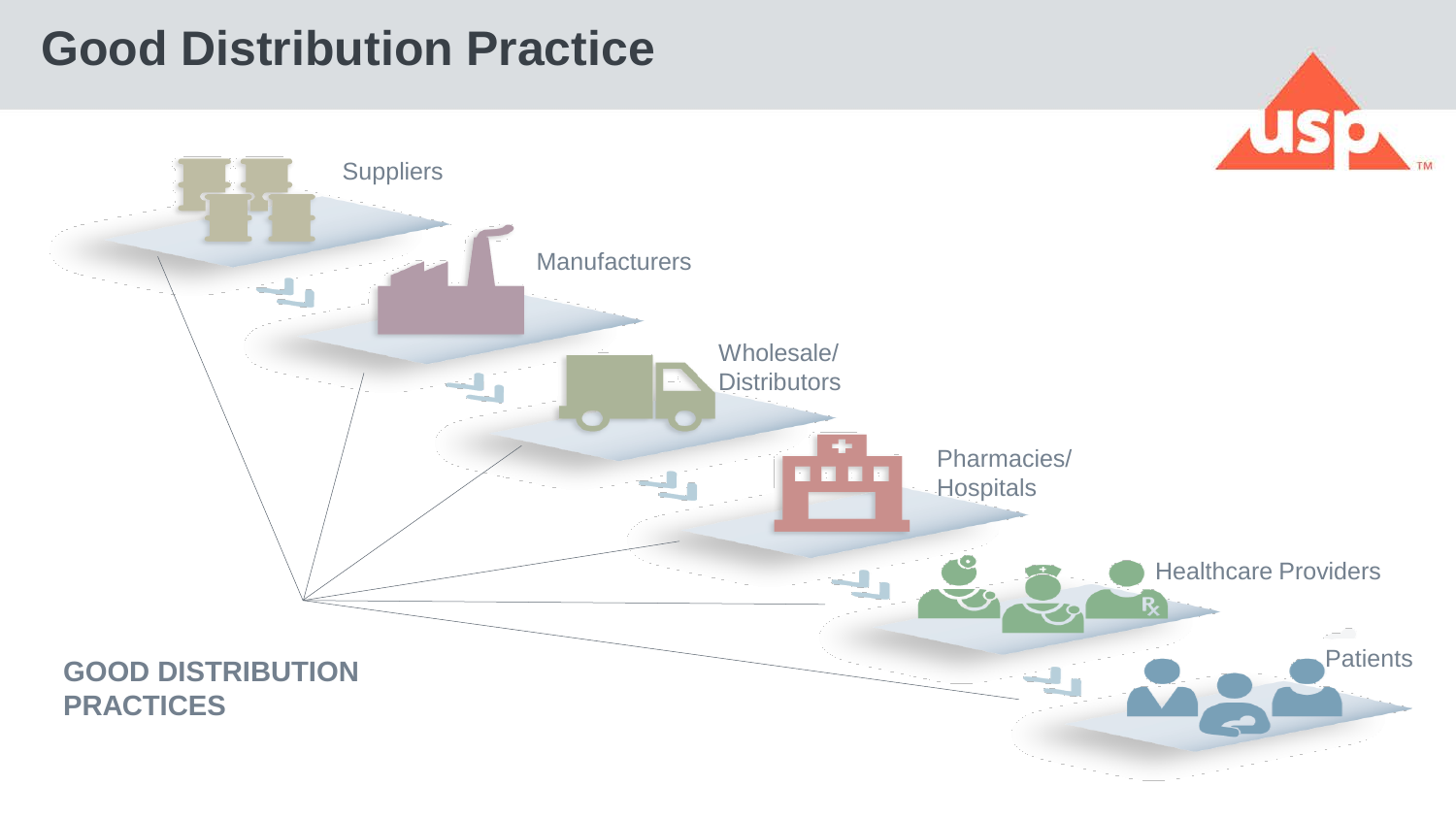# Good Distribution Practice

Suppliers

Manufacturers

Wholesale/
Distributors

Pharmacies/
Hospitals

Healthcare Providers

Patients

**GOOD DISTRIBUTION PRACTICES**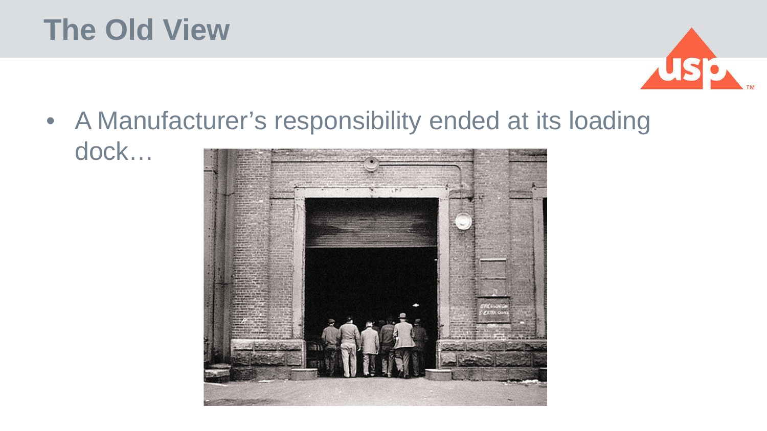# The Old View

- A Manufacturer's responsibility ended at its loading dock…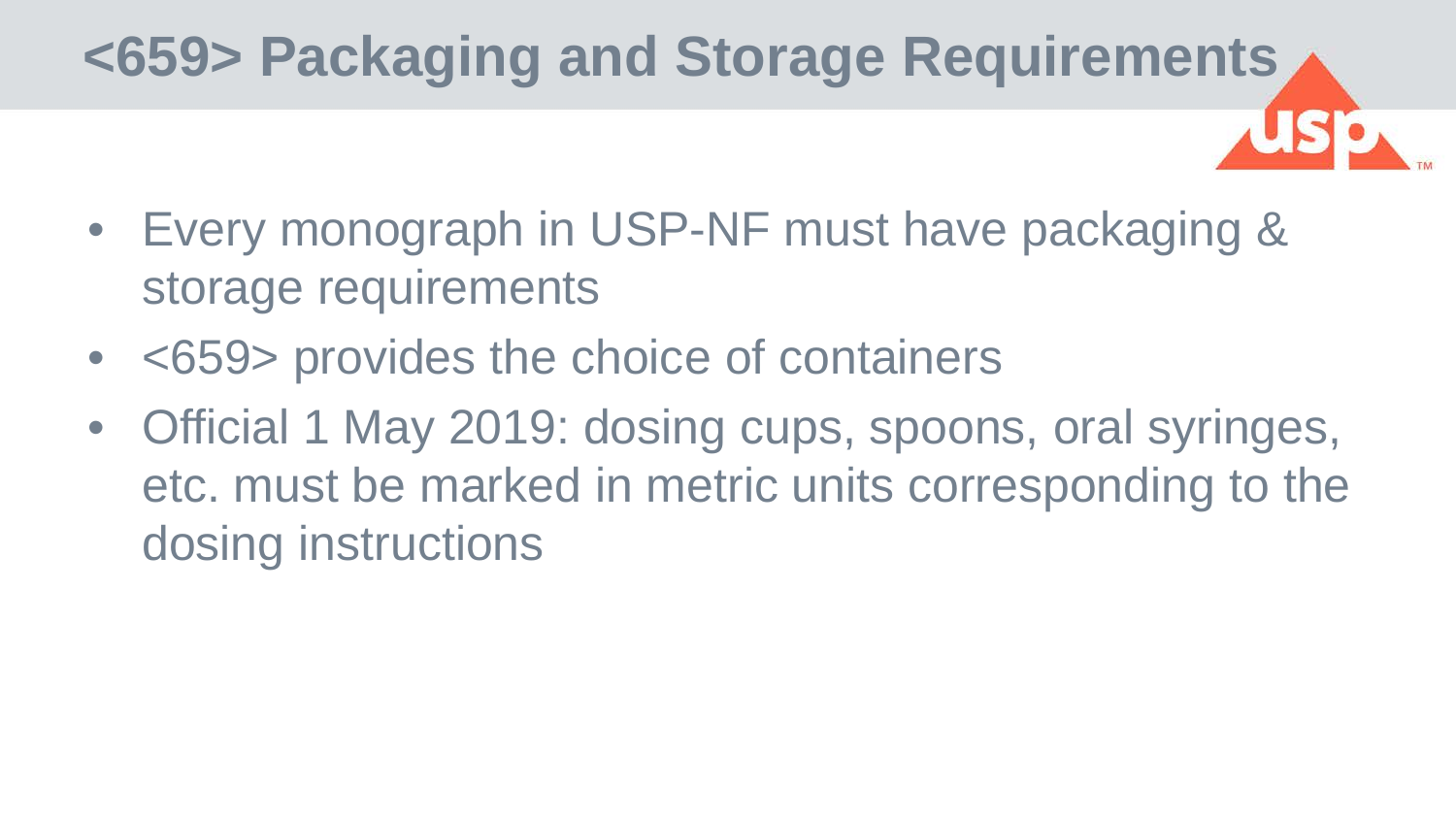# <659> Packaging and Storage Requirements

- Every monograph in USP-NF must have packaging & storage requirements
- <659> provides the choice of containers
- Official 1 May 2019: dosing cups, spoons, oral syringes, etc. must be marked in metric units corresponding to the dosing instructions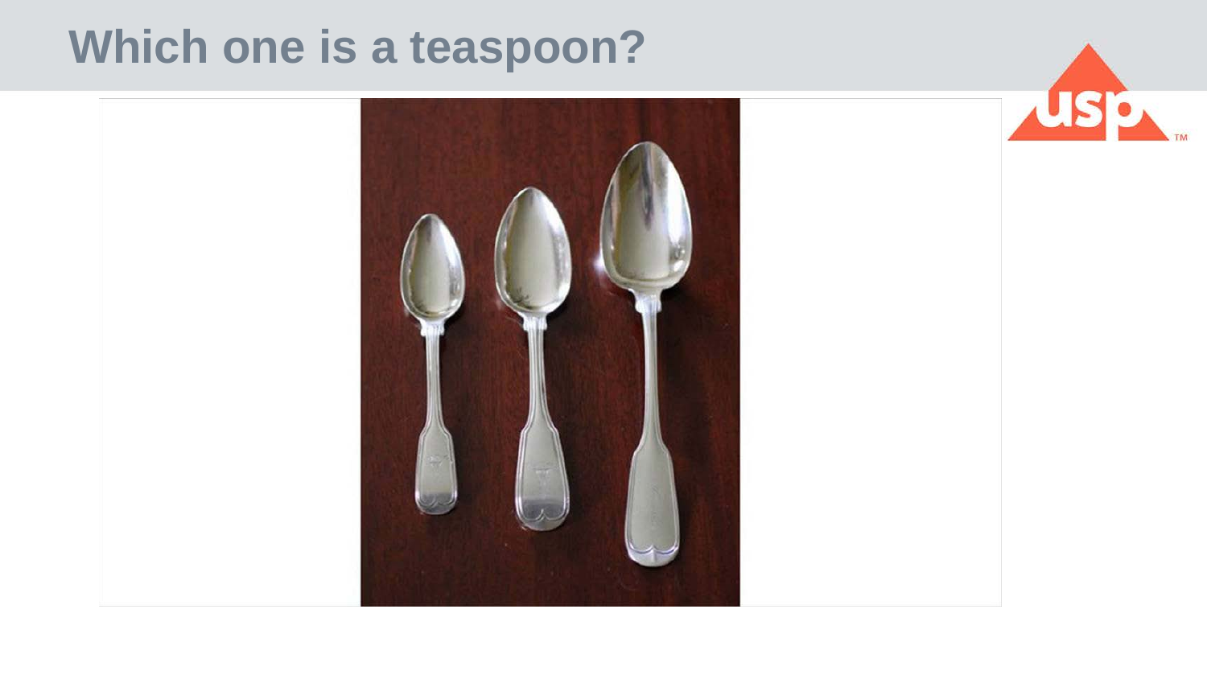# Which one is a teaspoon?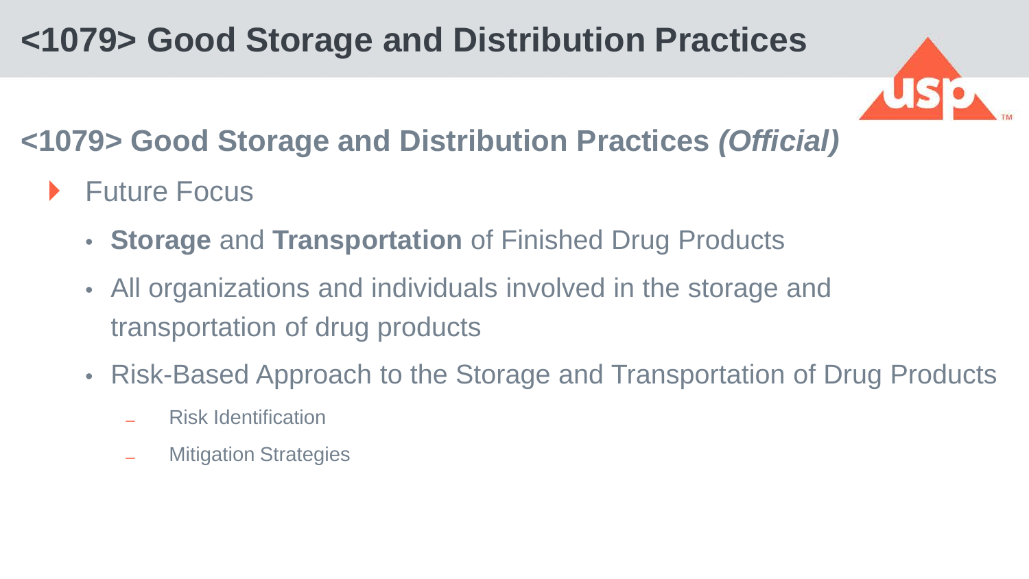# <1079> Good Storage and Distribution Practices

## <1079> Good Storage and Distribution Practices *(Official)*

- Future Focus
  - **Storage** and **Transportation** of Finished Drug Products
  - All organizations and individuals involved in the storage and transportation of drug products
  - Risk-Based Approach to the Storage and Transportation of Drug Products
    - Risk Identification
    - Mitigation Strategies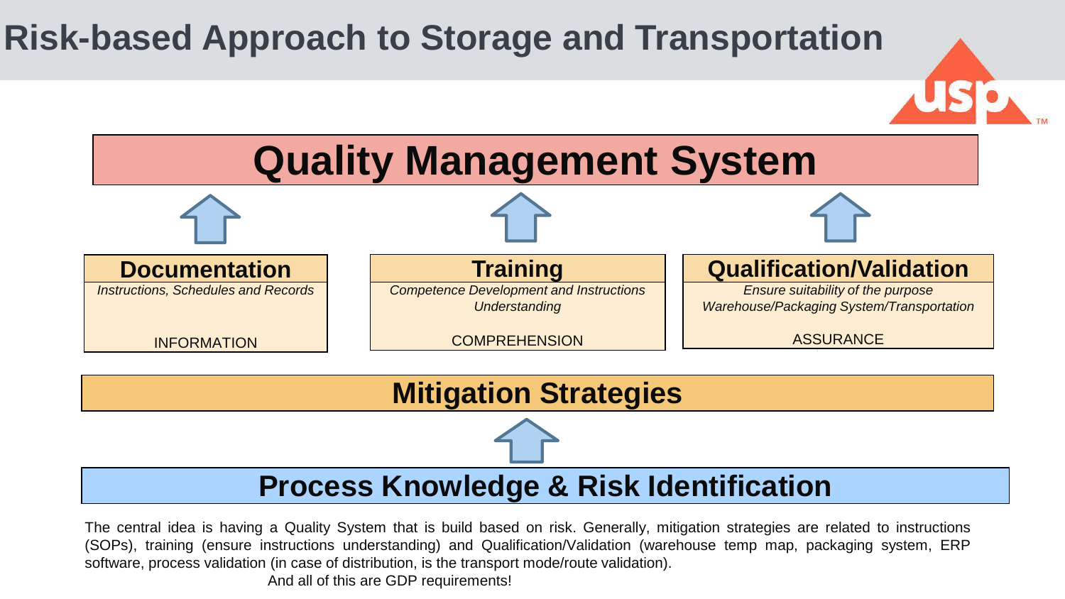# Risk-based Approach to Storage and Transportation

## Quality Management System

### Documentation

*Instructions, Schedules and Records*

INFORMATION

### Training

*Competence Development and Instructions Understanding*

COMPREHENSION

### Qualification/Validation

*Ensure suitability of the purpose Warehouse/Packaging System/Transportation*

ASSURANCE

## Mitigation Strategies

## Process Knowledge & Risk Identification

The central idea is having a Quality System that is build based on risk. Generally, mitigation strategies are related to instructions (SOPs), training (ensure instructions understanding) and Qualification/Validation (warehouse temp map, packaging system, ERP software, process validation (in case of distribution, is the transport mode/route validation).

And all of this are GDP requirements!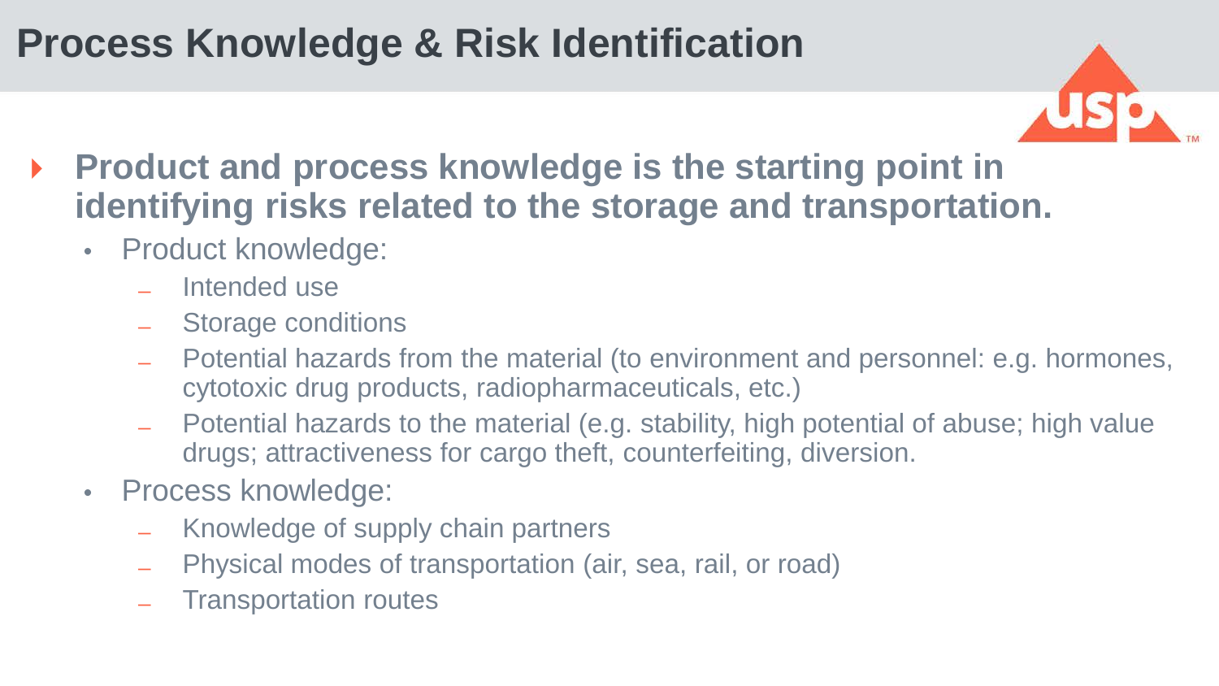# Process Knowledge & Risk Identification

- **Product and process knowledge is the starting point in identifying risks related to the storage and transportation.**
  - Product knowledge:
    - Intended use
    - Storage conditions
    - Potential hazards from the material (to environment and personnel: e.g. hormones, cytotoxic drug products, radiopharmaceuticals, etc.)
    - Potential hazards to the material (e.g. stability, high potential of abuse; high value drugs; attractiveness for cargo theft, counterfeiting, diversion.
  - Process knowledge:
    - Knowledge of supply chain partners
    - Physical modes of transportation (air, sea, rail, or road)
    - Transportation routes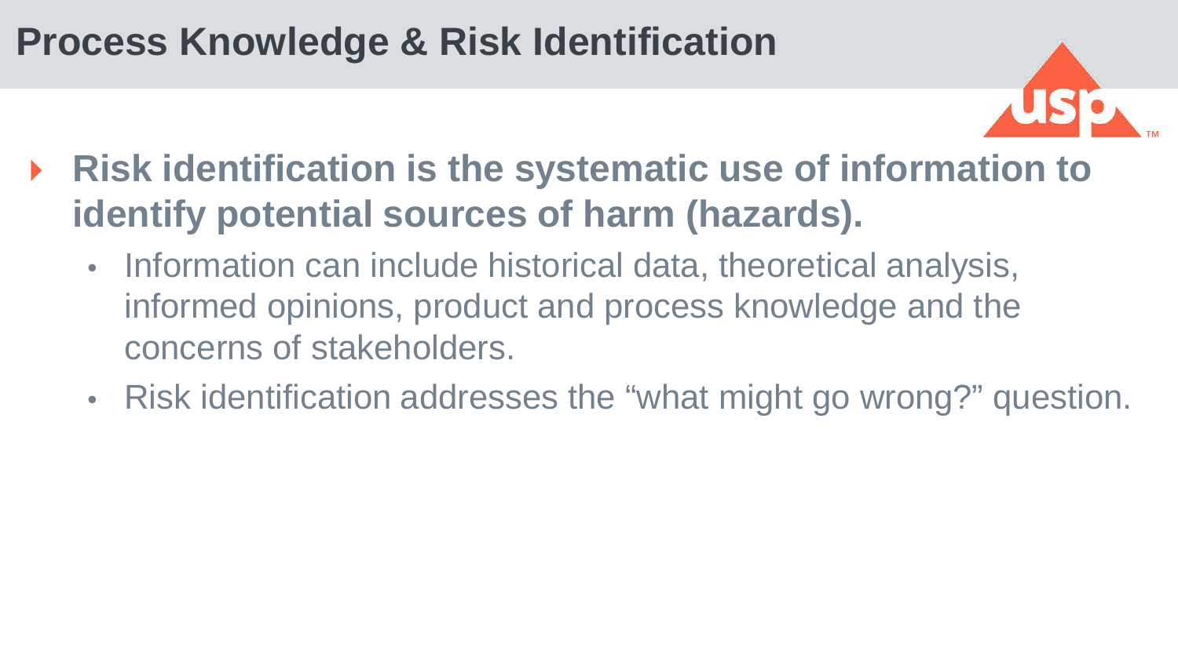# Process Knowledge & Risk Identification

- **Risk identification is the systematic use of information to identify potential sources of harm (hazards).**
  - Information can include historical data, theoretical analysis, informed opinions, product and process knowledge and the concerns of stakeholders.
  - Risk identification addresses the "what might go wrong?" question.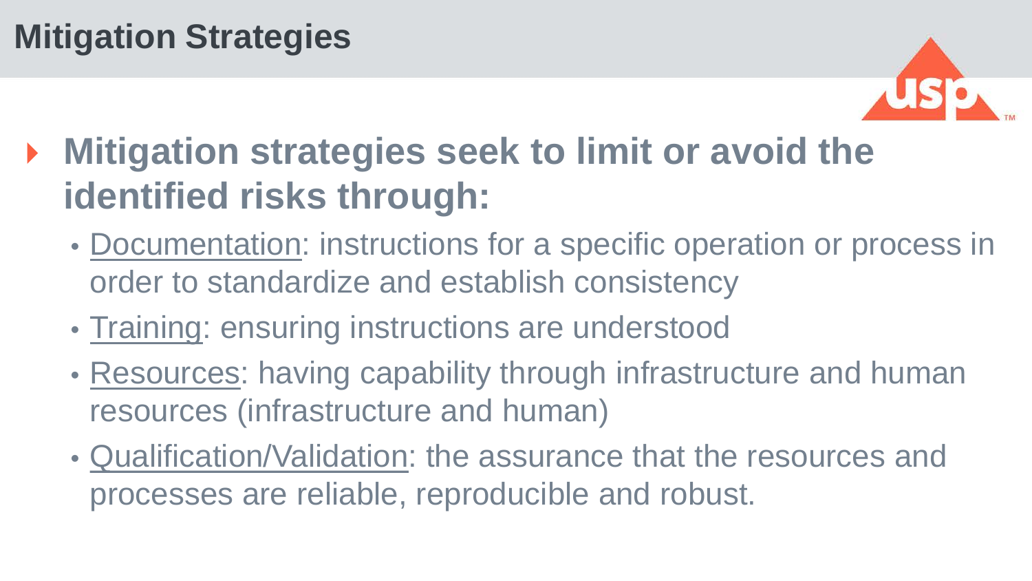# Mitigation Strategies

- **Mitigation strategies seek to limit or avoid the identified risks through:**
  - Documentation: instructions for a specific operation or process in order to standardize and establish consistency
  - Training: ensuring instructions are understood
  - Resources: having capability through infrastructure and human resources (infrastructure and human)
  - Qualification/Validation: the assurance that the resources and processes are reliable, reproducible and robust.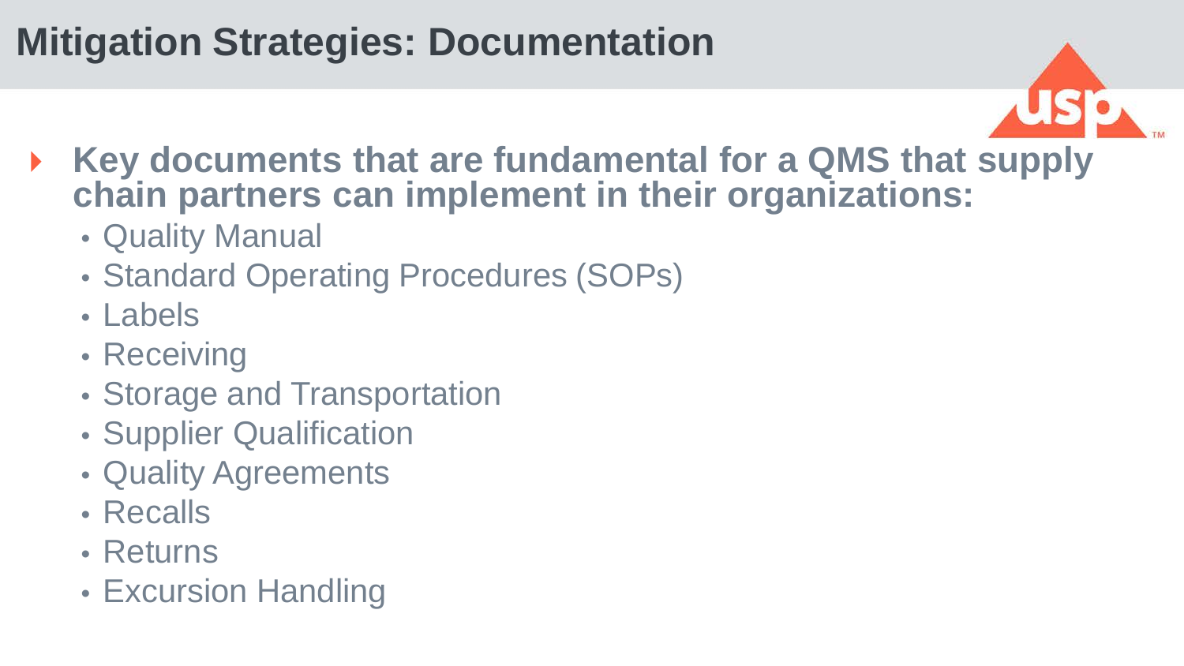# Mitigation Strategies: Documentation

- **Key documents that are fundamental for a QMS that supply chain partners can implement in their organizations:**
  - Quality Manual
  - Standard Operating Procedures (SOPs)
  - Labels
  - Receiving
  - Storage and Transportation
  - Supplier Qualification
  - Quality Agreements
  - Recalls
  - Returns
  - Excursion Handling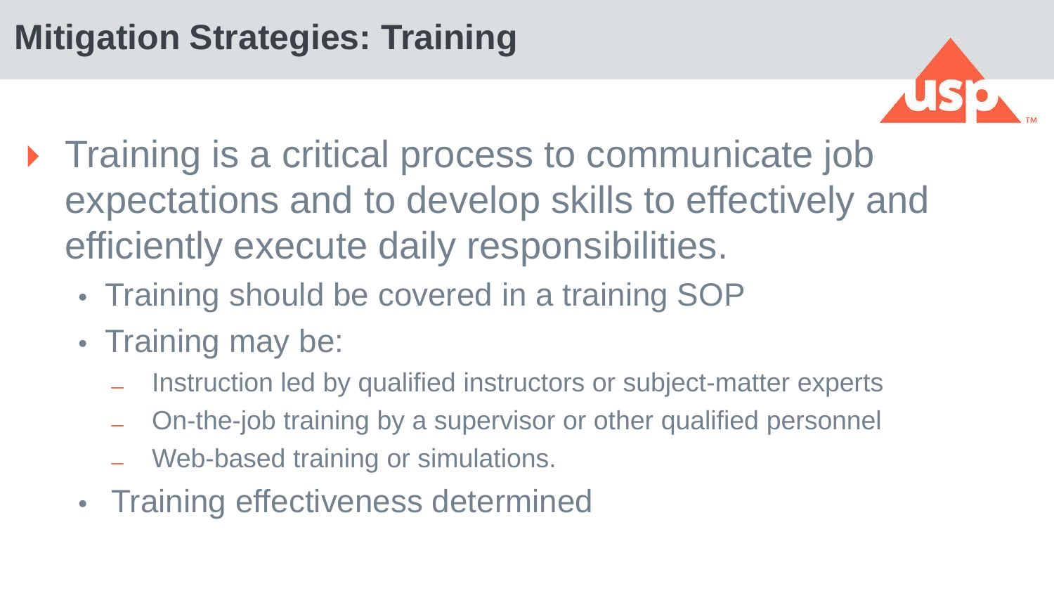# Mitigation Strategies: Training

- Training is a critical process to communicate job expectations and to develop skills to effectively and efficiently execute daily responsibilities.
  - Training should be covered in a training SOP
  - Training may be:
    - Instruction led by qualified instructors or subject-matter experts
    - On-the-job training by a supervisor or other qualified personnel
    - Web-based training or simulations.
  - Training effectiveness determined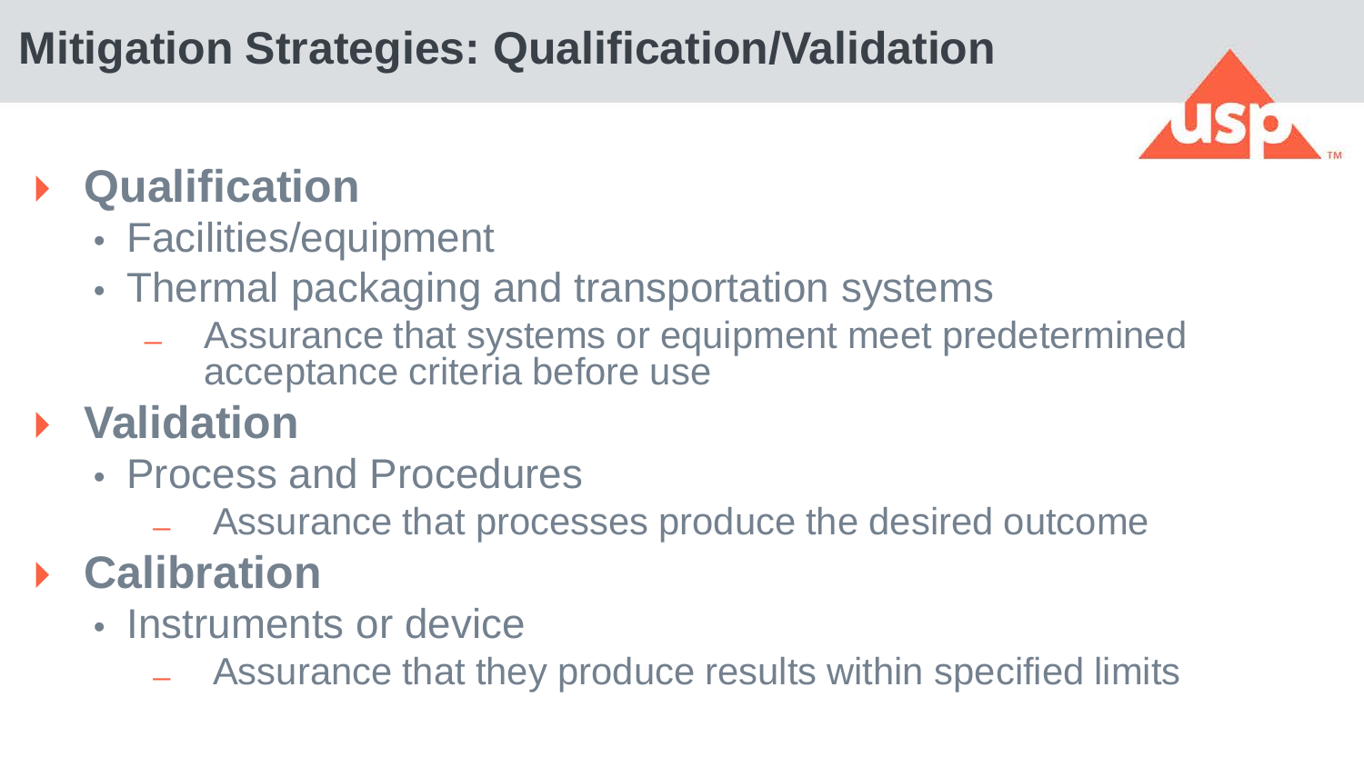# Mitigation Strategies: Qualification/Validation

- **Qualification**
  - Facilities/equipment
  - Thermal packaging and transportation systems
    - Assurance that systems or equipment meet predetermined acceptance criteria before use
- **Validation**
  - Process and Procedures
    - Assurance that processes produce the desired outcome
- **Calibration**
  - Instruments or device
    - Assurance that they produce results within specified limits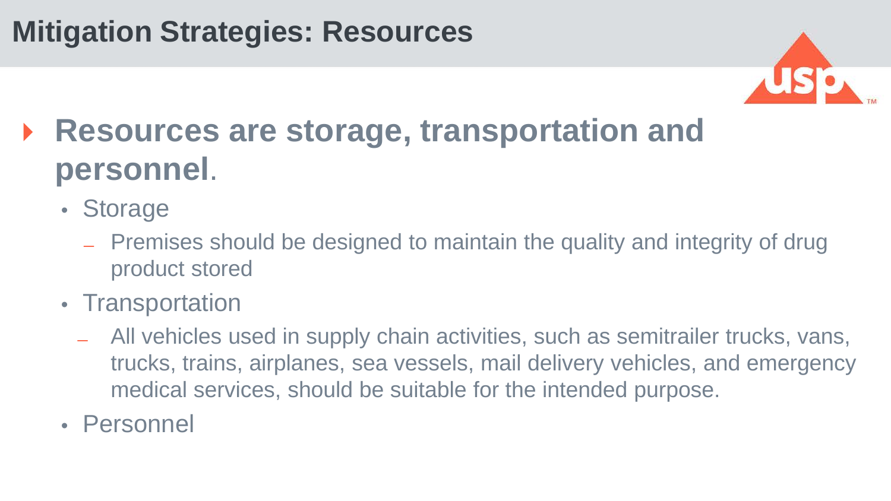# Mitigation Strategies: Resources

- **Resources are storage, transportation and personnel**.
  - Storage
    - Premises should be designed to maintain the quality and integrity of drug product stored
  - Transportation
    - All vehicles used in supply chain activities, such as semitrailer trucks, vans, trucks, trains, airplanes, sea vessels, mail delivery vehicles, and emergency medical services, should be suitable for the intended purpose.
  - Personnel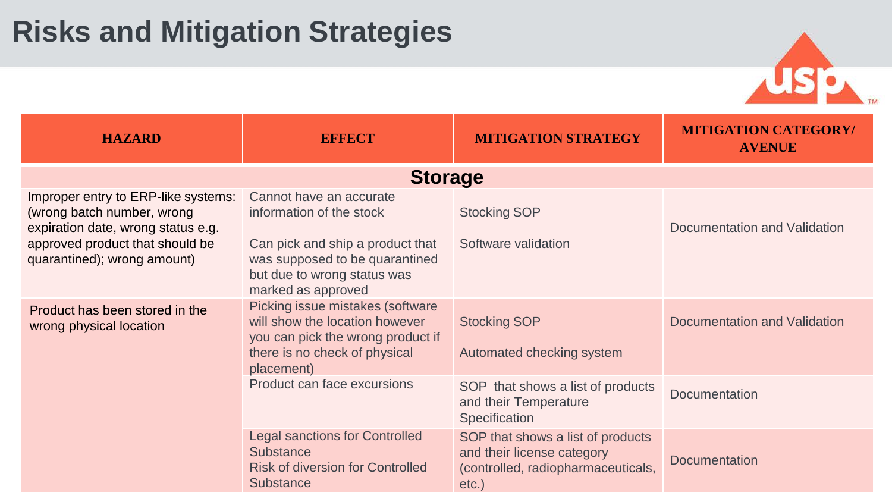# Risks and Mitigation Strategies

| HAZARD | EFFECT | MITIGATION STRATEGY | MITIGATION CATEGORY/ AVENUE |
|---|---|---|---|
| **Storage** | | | |
| Improper entry to ERP-like systems: (wrong batch number, wrong expiration date, wrong status e.g. approved product that should be quarantined); wrong amount) | Cannot have an accurate information of the stock<br><br>Can pick and ship a product that was supposed to be quarantined but due to wrong status was marked as approved | Stocking SOP<br><br>Software validation | Documentation and Validation |
| Product has been stored in the wrong physical location | Picking issue mistakes (software will show the location however you can pick the wrong product if there is no check of physical placement) | Stocking SOP<br><br>Automated checking system | Documentation and Validation |
| | Product can face excursions | SOP that shows a list of products and their Temperature Specification | Documentation |
| | Legal sanctions for Controlled Substance<br>Risk of diversion for Controlled Substance | SOP that shows a list of products and their license category (controlled, radiopharmaceuticals, etc.) | Documentation |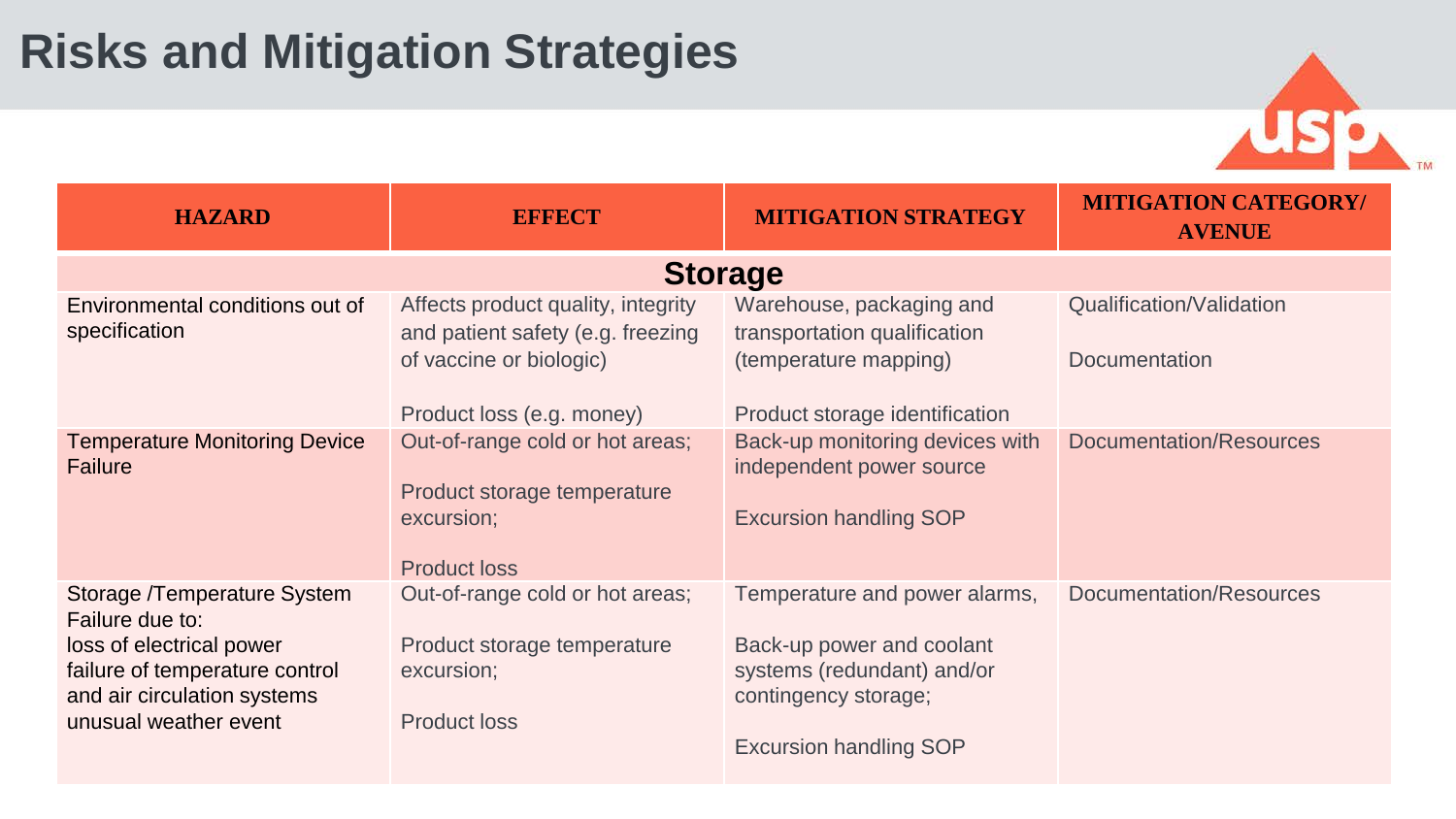# Risks and Mitigation Strategies

| HAZARD | EFFECT | MITIGATION STRATEGY | MITIGATION CATEGORY/ AVENUE |
|---|---|---|---|
| **Storage** | | | |
| Environmental conditions out of specification | Affects product quality, integrity and patient safety (e.g. freezing of vaccine or biologic)<br><br>Product loss (e.g. money) | Warehouse, packaging and transportation qualification (temperature mapping)<br><br>Product storage identification | Qualification/Validation<br><br>Documentation |
| Temperature Monitoring Device Failure | Out-of-range cold or hot areas;<br><br>Product storage temperature excursion;<br><br>Product loss | Back-up monitoring devices with independent power source<br><br>Excursion handling SOP | Documentation/Resources |
| Storage /Temperature System Failure due to:<br>loss of electrical power<br>failure of temperature control and air circulation systems<br>unusual weather event | Out-of-range cold or hot areas;<br><br>Product storage temperature excursion;<br><br>Product loss | Temperature and power alarms,<br><br>Back-up power and coolant systems (redundant) and/or contingency storage;<br><br>Excursion handling SOP | Documentation/Resources |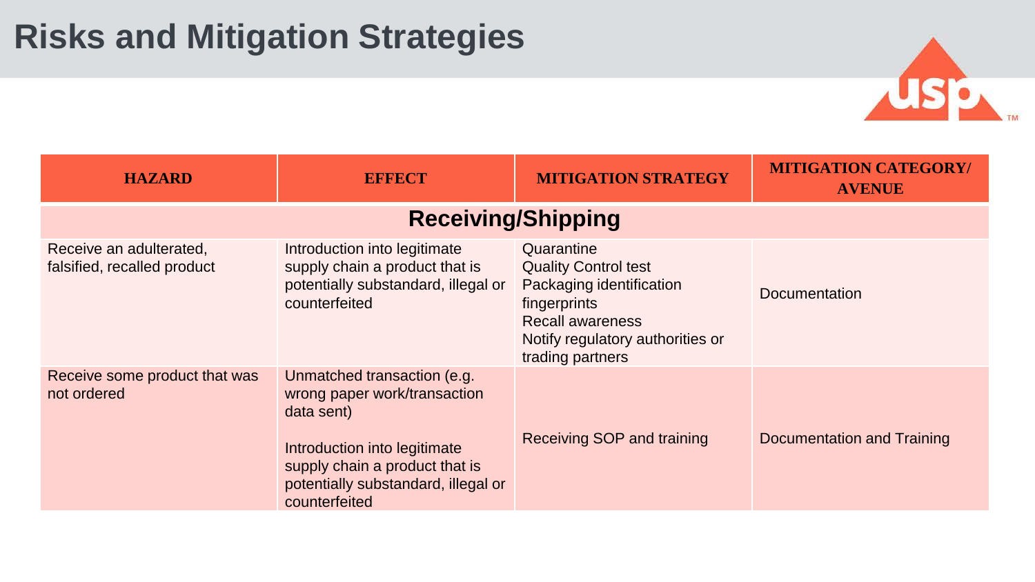# Risks and Mitigation Strategies

| HAZARD | EFFECT | MITIGATION STRATEGY | MITIGATION CATEGORY/ AVENUE |
| --- | --- | --- | --- |
| **Receiving/Shipping** | | | |
| Receive an adulterated, falsified, recalled product | Introduction into legitimate supply chain a product that is potentially substandard, illegal or counterfeited | Quarantine<br>Quality Control test<br>Packaging identification fingerprints<br>Recall awareness<br>Notify regulatory authorities or trading partners | Documentation |
| Receive some product that was not ordered | Unmatched transaction (e.g. wrong paper work/transaction data sent)<br><br>Introduction into legitimate supply chain a product that is potentially substandard, illegal or counterfeited | Receiving SOP and training | Documentation and Training |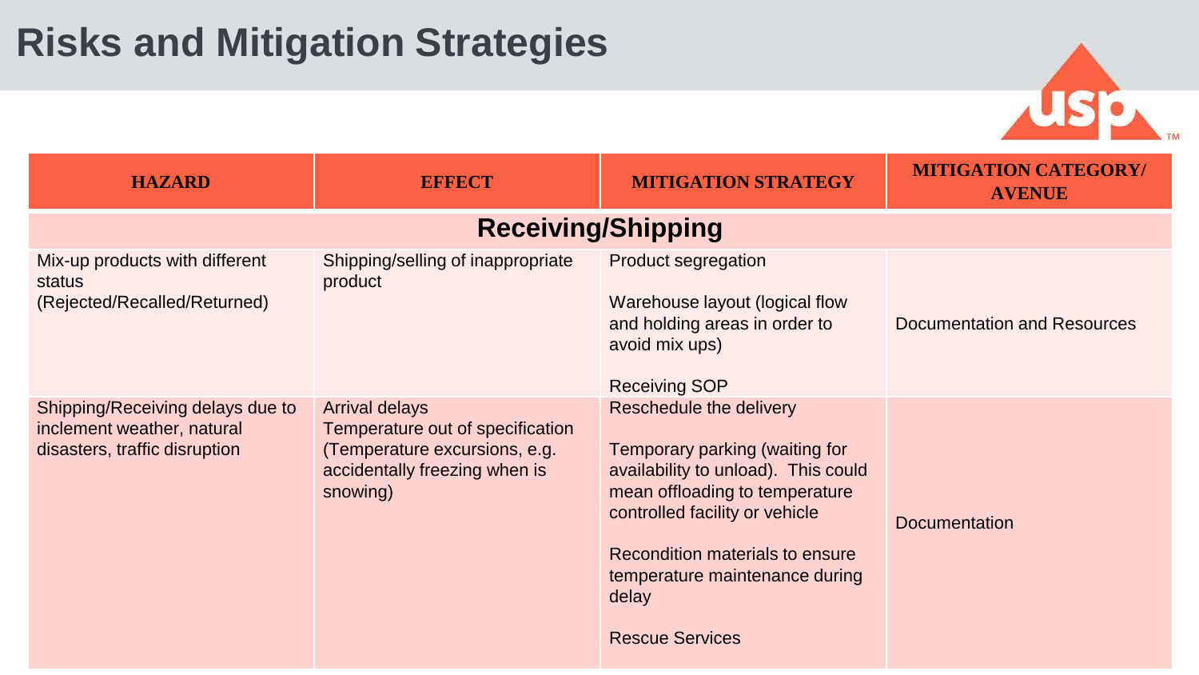# Risks and Mitigation Strategies

| HAZARD | EFFECT | MITIGATION STRATEGY | MITIGATION CATEGORY/ AVENUE |
|---|---|---|---|
| **Receiving/Shipping** | | | |
| Mix-up products with different status (Rejected/Recalled/Returned) | Shipping/selling of inappropriate product | Product segregation<br><br>Warehouse layout (logical flow and holding areas in order to avoid mix ups)<br><br>Receiving SOP | Documentation and Resources |
| Shipping/Receiving delays due to inclement weather, natural disasters, traffic disruption | Arrival delays<br>Temperature out of specification (Temperature excursions, e.g. accidentally freezing when is snowing) | Reschedule the delivery<br><br>Temporary parking (waiting for availability to unload). This could mean offloading to temperature controlled facility or vehicle<br><br>Recondition materials to ensure temperature maintenance during delay<br><br>Rescue Services | Documentation |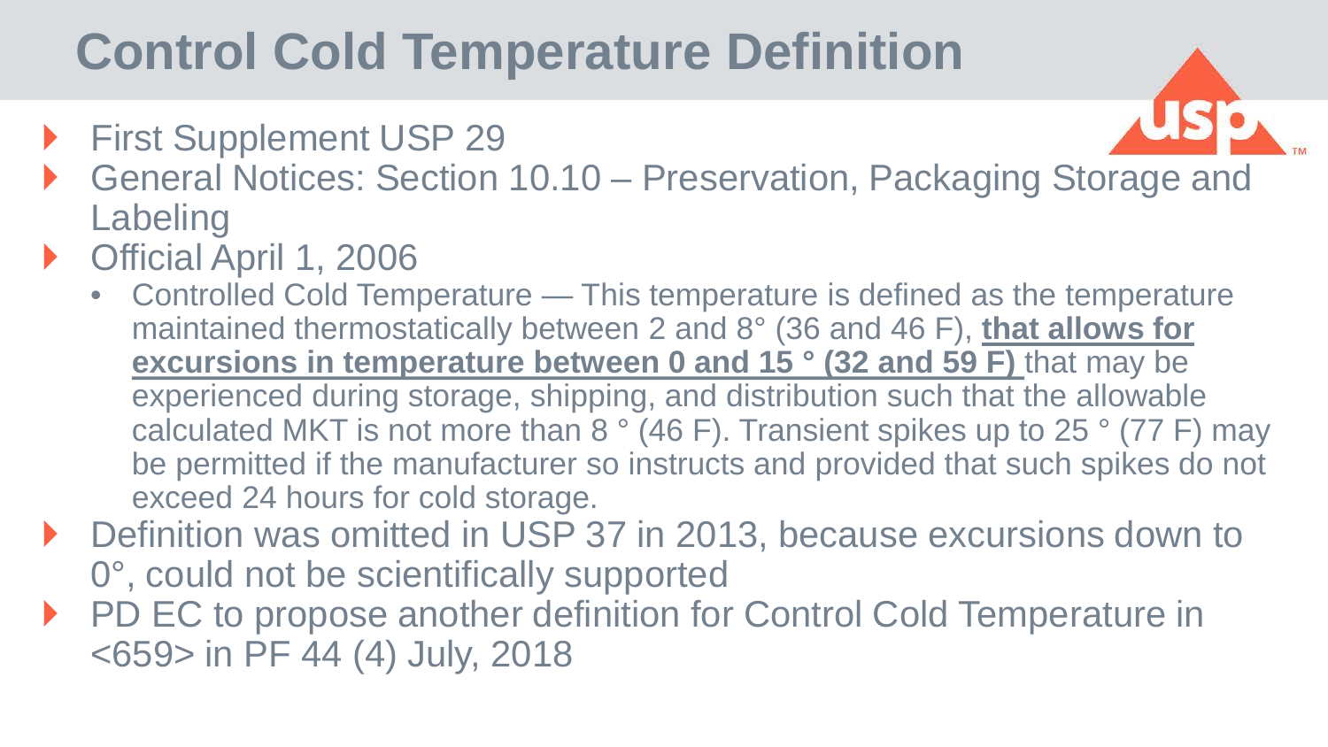# Control Cold Temperature Definition

- First Supplement USP 29
- General Notices: Section 10.10 – Preservation, Packaging Storage and Labeling
- Official April 1, 2006
  - Controlled Cold Temperature — This temperature is defined as the temperature maintained thermostatically between 2 and 8° (36 and 46 F), **that allows for excursions in temperature between 0 and 15 ° (32 and 59 F)** that may be experienced during storage, shipping, and distribution such that the allowable calculated MKT is not more than 8 ° (46 F). Transient spikes up to 25 ° (77 F) may be permitted if the manufacturer so instructs and provided that such spikes do not exceed 24 hours for cold storage.
- Definition was omitted in USP 37 in 2013, because excursions down to 0°, could not be scientifically supported
- PD EC to propose another definition for Control Cold Temperature in <659> in PF 44 (4) July, 2018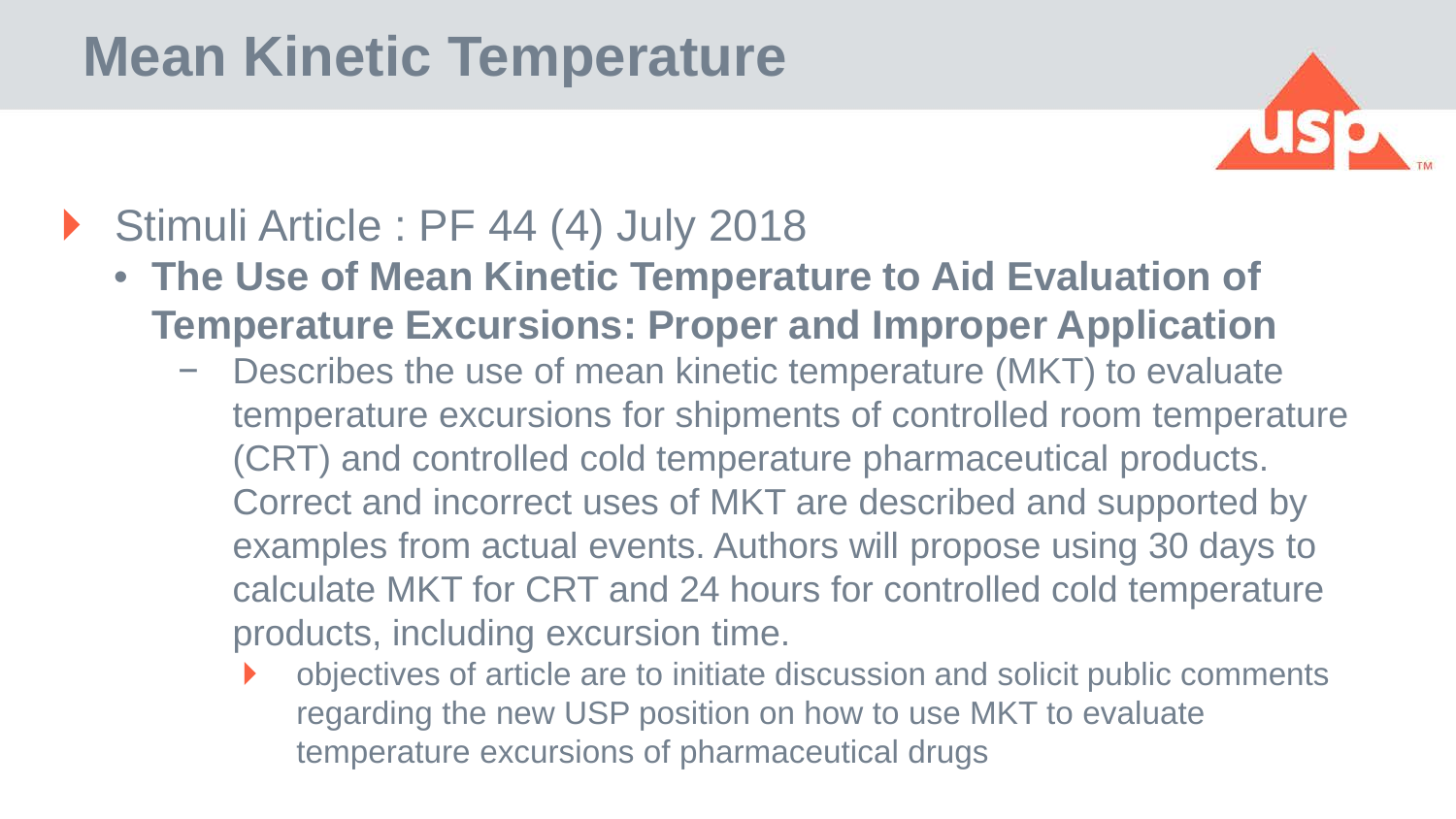# Mean Kinetic Temperature

- Stimuli Article : PF 44 (4) July 2018
  - **The Use of Mean Kinetic Temperature to Aid Evaluation of Temperature Excursions: Proper and Improper Application**
    - Describes the use of mean kinetic temperature (MKT) to evaluate temperature excursions for shipments of controlled room temperature (CRT) and controlled cold temperature pharmaceutical products. Correct and incorrect uses of MKT are described and supported by examples from actual events. Authors will propose using 30 days to calculate MKT for CRT and 24 hours for controlled cold temperature products, including excursion time.
      - objectives of article are to initiate discussion and solicit public comments regarding the new USP position on how to use MKT to evaluate temperature excursions of pharmaceutical drugs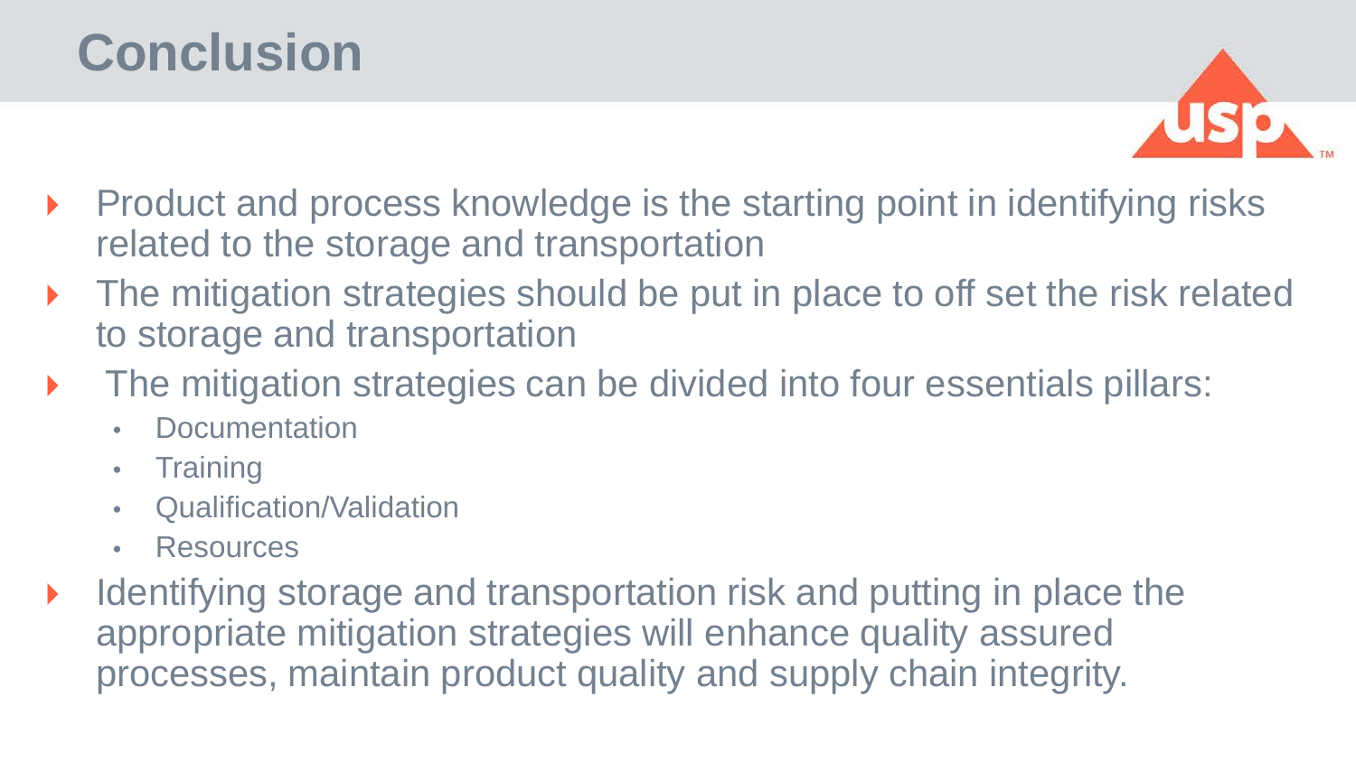# Conclusion

- Product and process knowledge is the starting point in identifying risks related to the storage and transportation
- The mitigation strategies should be put in place to off set the risk related to storage and transportation
- The mitigation strategies can be divided into four essentials pillars:
  - Documentation
  - Training
  - Qualification/Validation
  - Resources
- Identifying storage and transportation risk and putting in place the appropriate mitigation strategies will enhance quality assured processes, maintain product quality and supply chain integrity.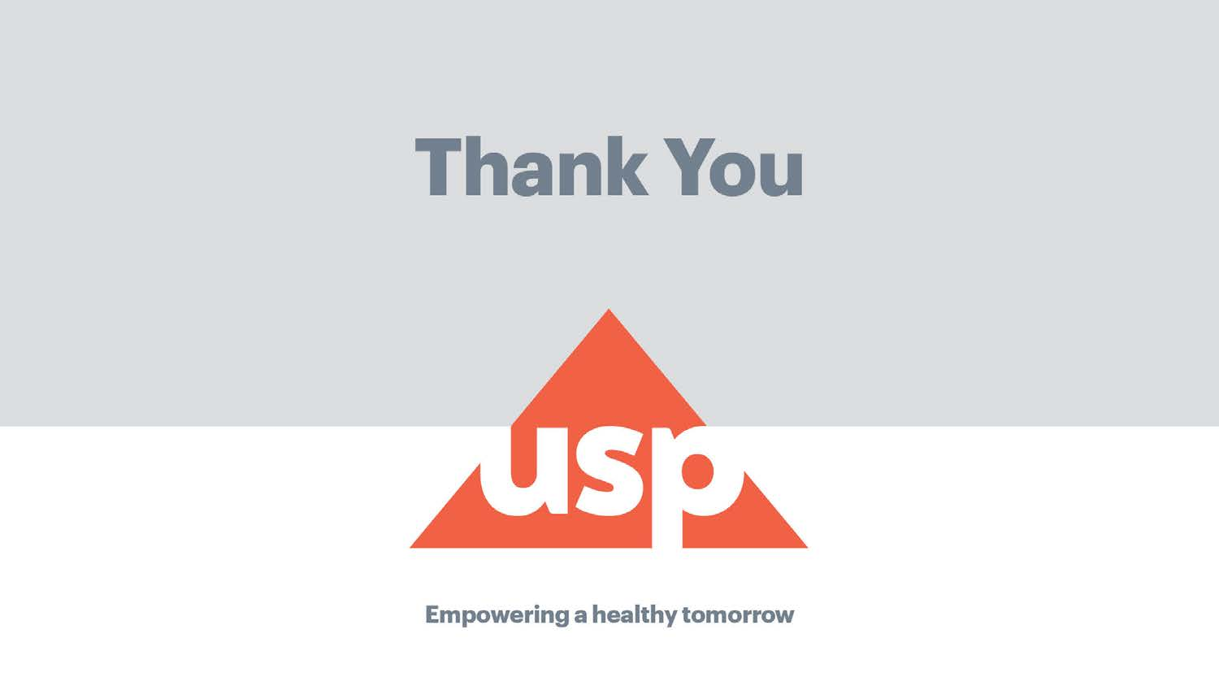# Thank You

usp

Empowering a healthy tomorrow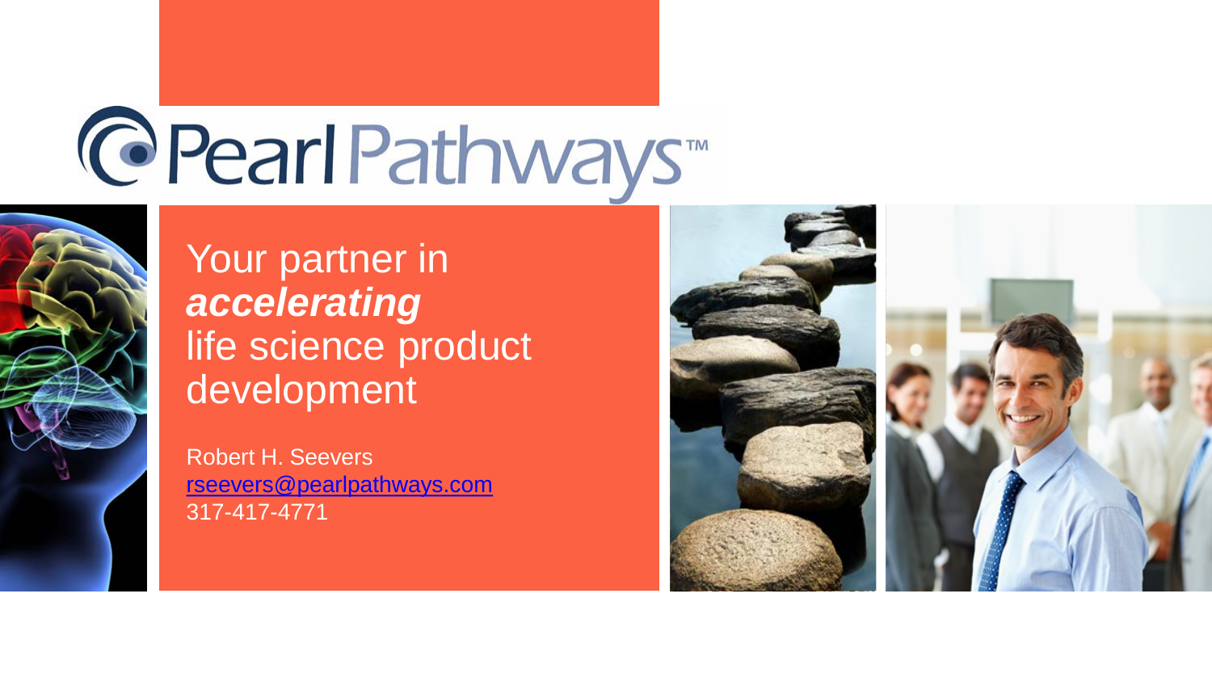# Pearl Pathways™

Your partner in ***accelerating*** life science product development

Robert H. Seevers
rseevers@pearlpathways.com
317-417-4771